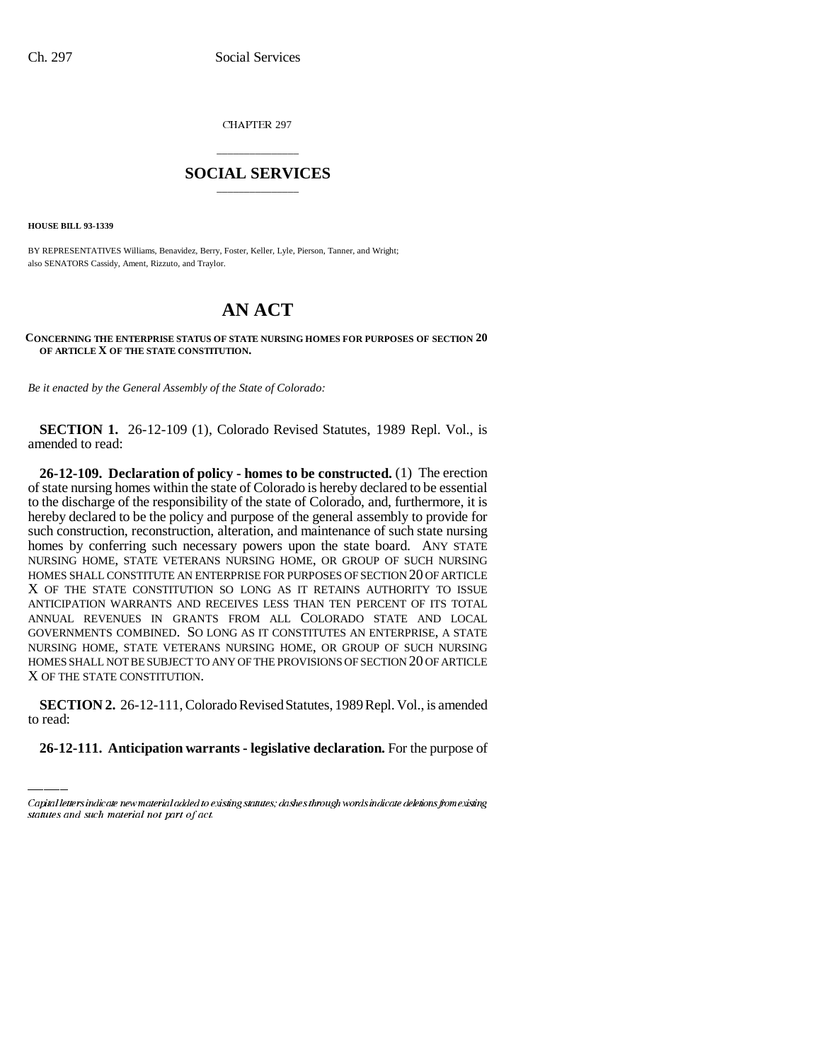CHAPTER 297

# SOCIAL SERVICES

**HOUSE BILL 93-1339**

BY REPRESENTATIVES Williams, Benavidez, Berry, Foster, Keller, Lyle, Pierson, Tanner, and Wright;
also SENATORS Cassidy, Ament, Rizzuto, and Traylor.

# AN ACT

**CONCERNING THE ENTERPRISE STATUS OF STATE NURSING HOMES FOR PURPOSES OF SECTION 20 OF ARTICLE X OF THE STATE CONSTITUTION.**

*Be it enacted by the General Assembly of the State of Colorado:*

**SECTION 1.** 26-12-109 (1), Colorado Revised Statutes, 1989 Repl. Vol., is amended to read:

**26-12-109. Declaration of policy - homes to be constructed.** (1) The erection of state nursing homes within the state of Colorado is hereby declared to be essential to the discharge of the responsibility of the state of Colorado, and, furthermore, it is hereby declared to be the policy and purpose of the general assembly to provide for such construction, reconstruction, alteration, and maintenance of such state nursing homes by conferring such necessary powers upon the state board. ANY STATE NURSING HOME, STATE VETERANS NURSING HOME, OR GROUP OF SUCH NURSING HOMES SHALL CONSTITUTE AN ENTERPRISE FOR PURPOSES OF SECTION 20 OF ARTICLE X OF THE STATE CONSTITUTION SO LONG AS IT RETAINS AUTHORITY TO ISSUE ANTICIPATION WARRANTS AND RECEIVES LESS THAN TEN PERCENT OF ITS TOTAL ANNUAL REVENUES IN GRANTS FROM ALL COLORADO STATE AND LOCAL GOVERNMENTS COMBINED. SO LONG AS IT CONSTITUTES AN ENTERPRISE, A STATE NURSING HOME, STATE VETERANS NURSING HOME, OR GROUP OF SUCH NURSING HOMES SHALL NOT BE SUBJECT TO ANY OF THE PROVISIONS OF SECTION 20 OF ARTICLE X OF THE STATE CONSTITUTION.

**SECTION 2.** 26-12-111, Colorado Revised Statutes, 1989 Repl. Vol., is amended to read:

**26-12-111. Anticipation warrants - legislative declaration.** For the purpose of

Capital letters indicate new material added to existing statutes; dashes through words indicate deletions from existing statutes and such material not part of act.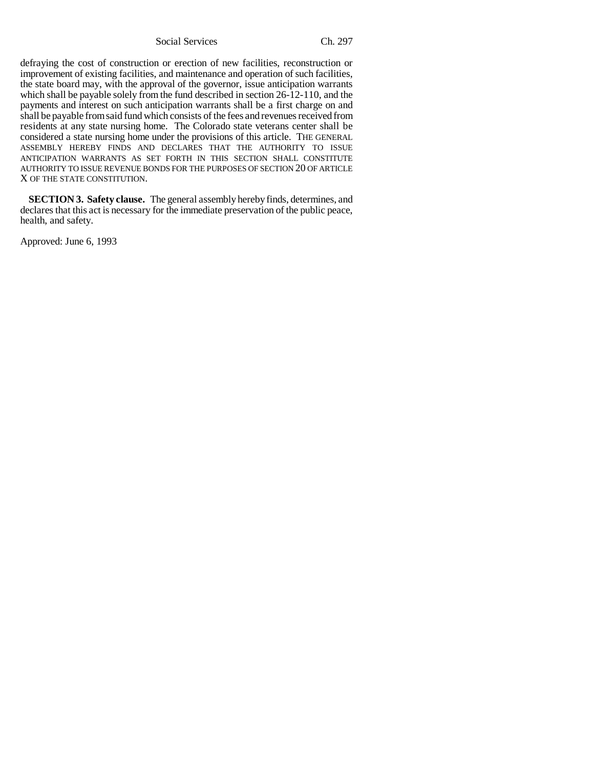defraying the cost of construction or erection of new facilities, reconstruction or improvement of existing facilities, and maintenance and operation of such facilities, the state board may, with the approval of the governor, issue anticipation warrants which shall be payable solely from the fund described in section 26-12-110, and the payments and interest on such anticipation warrants shall be a first charge on and shall be payable from said fund which consists of the fees and revenues received from residents at any state nursing home. The Colorado state veterans center shall be considered a state nursing home under the provisions of this article. THE GENERAL ASSEMBLY HEREBY FINDS AND DECLARES THAT THE AUTHORITY TO ISSUE ANTICIPATION WARRANTS AS SET FORTH IN THIS SECTION SHALL CONSTITUTE AUTHORITY TO ISSUE REVENUE BONDS FOR THE PURPOSES OF SECTION 20 OF ARTICLE X OF THE STATE CONSTITUTION.

**SECTION 3. Safety clause.** The general assembly hereby finds, determines, and declares that this act is necessary for the immediate preservation of the public peace, health, and safety.

Approved: June 6, 1993